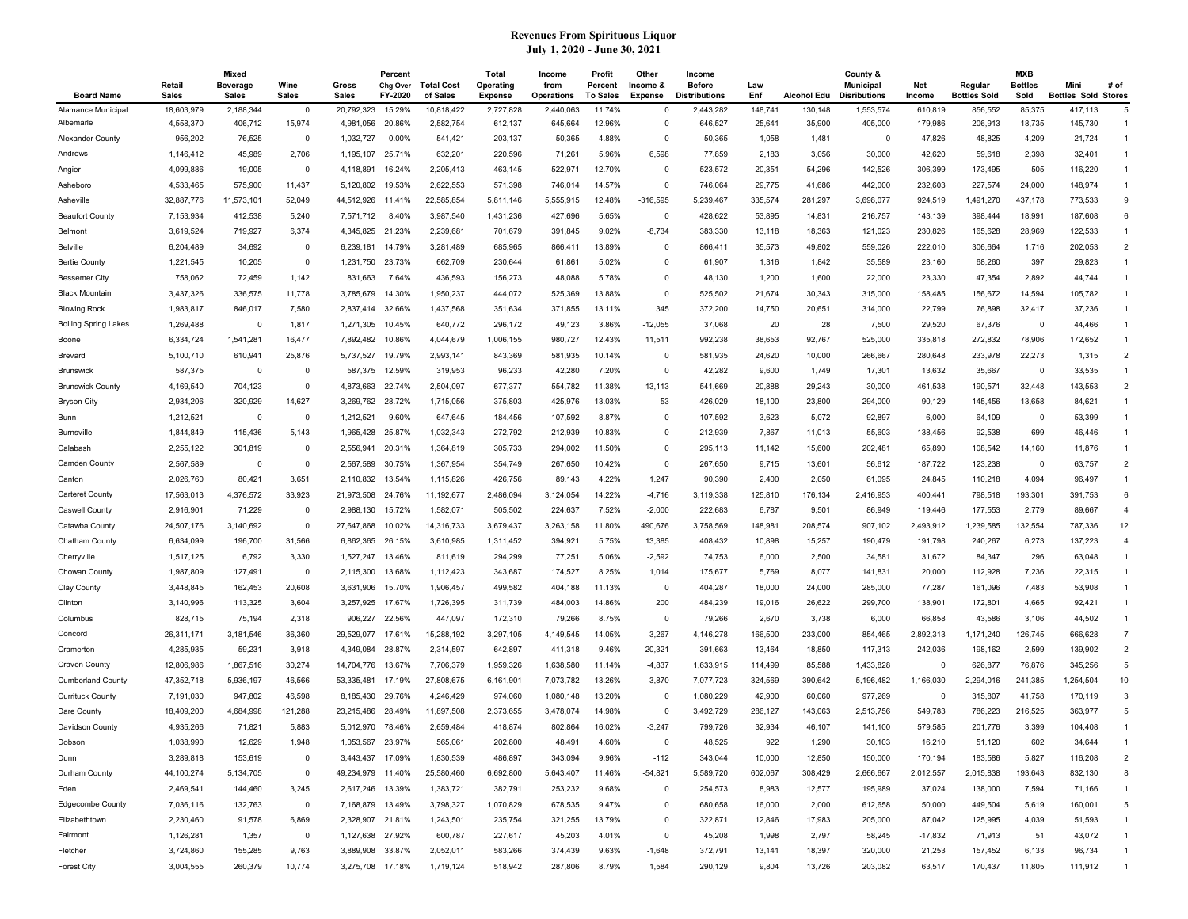# Revenues From Spirituous Liquor

## July 1, 2020 - June 30, 2021

| Board Name | Retail Sales | Mixed Beverage Sales | Wine Sales | Gross Sales | Percent Chg Over FY-2020 | Total Cost of Sales | Total Operating Expense | Income from Operations | Profit Percent To Sales | Other Income & Expense | Income Before Distributions | Law Enf | Alcohol Edu | County & Municipal Disributions | Net Income | Regular Bottles Sold | MXB Bottles Sold | Mini Bottles Sold | # of Stores |
|---|---|---|---|---|---|---|---|---|---|---|---|---|---|---|---|---|---|---|---|
| Alamance Municipal | 18,603,979 | 2,188,344 | 0 | 20,792,323 | 15.29% | 10,818,422 | 2,727,828 | 2,440,063 | 11.74% | 0 | 2,443,282 | 148,741 | 130,148 | 1,553,574 | 610,819 | 856,552 | 85,375 | 417,113 | 5 |
| Albemarle | 4,558,370 | 406,712 | 15,974 | 4,981,056 | 20.86% | 2,582,754 | 612,137 | 645,664 | 12.96% | 0 | 646,527 | 25,641 | 35,900 | 405,000 | 179,986 | 206,913 | 18,735 | 145,730 | 1 |
| Alexander County | 956,202 | 76,525 | 0 | 1,032,727 | 0.00% | 541,421 | 203,137 | 50,365 | 4.88% | 0 | 50,365 | 1,058 | 1,481 | 0 | 47,826 | 48,825 | 4,209 | 21,724 | 1 |
| Andrews | 1,146,412 | 45,989 | 2,706 | 1,195,107 | 25.71% | 632,201 | 220,596 | 71,261 | 5.96% | 6,598 | 77,859 | 2,183 | 3,056 | 30,000 | 42,620 | 59,618 | 2,398 | 32,401 | 1 |
| Angier | 4,099,886 | 19,005 | 0 | 4,118,891 | 16.24% | 2,205,413 | 463,145 | 522,971 | 12.70% | 0 | 523,572 | 20,351 | 54,296 | 142,526 | 306,399 | 173,495 | 505 | 116,220 | 1 |
| Asheboro | 4,533,465 | 575,900 | 11,437 | 5,120,802 | 19.53% | 2,622,553 | 571,398 | 746,014 | 14.57% | 0 | 746,064 | 29,775 | 41,686 | 442,000 | 232,603 | 227,574 | 24,000 | 148,974 | 1 |
| Asheville | 32,887,776 | 11,573,101 | 52,049 | 44,512,926 | 11.41% | 22,585,854 | 5,811,146 | 5,555,915 | 12.48% | -316,595 | 5,239,467 | 335,574 | 281,297 | 3,698,077 | 924,519 | 1,491,270 | 437,178 | 773,533 | 9 |
| Beaufort County | 7,153,934 | 412,538 | 5,240 | 7,571,712 | 8.40% | 3,987,540 | 1,431,236 | 427,696 | 5.65% | 0 | 428,622 | 53,895 | 14,831 | 216,757 | 143,139 | 398,444 | 18,991 | 187,608 | 6 |
| Belmont | 3,619,524 | 719,927 | 6,374 | 4,345,825 | 21.23% | 2,239,681 | 701,679 | 391,845 | 9.02% | -8,734 | 383,330 | 13,118 | 18,363 | 121,023 | 230,826 | 165,628 | 28,969 | 122,533 | 1 |
| Belville | 6,204,489 | 34,692 | 0 | 6,239,181 | 14.79% | 3,281,489 | 685,965 | 866,411 | 13.89% | 0 | 866,411 | 35,573 | 49,802 | 559,026 | 222,010 | 306,664 | 1,716 | 202,053 | 2 |
| Bertie County | 1,221,545 | 10,205 | 0 | 1,231,750 | 23.73% | 662,709 | 230,644 | 61,861 | 5.02% | 0 | 61,907 | 1,316 | 1,842 | 35,589 | 23,160 | 68,260 | 397 | 29,823 | 1 |
| Bessemer City | 758,062 | 72,459 | 1,142 | 831,663 | 7.64% | 436,593 | 156,273 | 48,088 | 5.78% | 0 | 48,130 | 1,200 | 1,600 | 22,000 | 23,330 | 47,354 | 2,892 | 44,744 | 1 |
| Black Mountain | 3,437,326 | 336,575 | 11,778 | 3,785,679 | 14.30% | 1,950,237 | 444,072 | 525,369 | 13.88% | 0 | 525,502 | 21,674 | 30,343 | 315,000 | 158,485 | 156,672 | 14,594 | 105,782 | 1 |
| Blowing Rock | 1,983,817 | 846,017 | 7,580 | 2,837,414 | 32.66% | 1,437,568 | 351,634 | 371,855 | 13.11% | 345 | 372,200 | 14,750 | 20,651 | 314,000 | 22,799 | 76,898 | 32,417 | 37,236 | 1 |
| Boiling Spring Lakes | 1,269,488 | 0 | 1,817 | 1,271,305 | 10.45% | 640,772 | 296,172 | 49,123 | 3.86% | -12,055 | 37,068 | 20 | 28 | 7,500 | 29,520 | 67,376 | 0 | 44,466 | 1 |
| Boone | 6,334,724 | 1,541,281 | 16,477 | 7,892,482 | 10.86% | 4,044,679 | 1,006,155 | 980,727 | 12.43% | 11,511 | 992,238 | 38,653 | 92,767 | 525,000 | 335,818 | 272,832 | 78,906 | 172,652 | 1 |
| Brevard | 5,100,710 | 610,941 | 25,876 | 5,737,527 | 19.79% | 2,993,141 | 843,369 | 581,935 | 10.14% | 0 | 581,935 | 24,620 | 10,000 | 266,667 | 280,648 | 233,978 | 22,273 | 1,315 | 2 |
| Brunswick | 587,375 | 0 | 0 | 587,375 | 12.59% | 319,953 | 96,233 | 42,280 | 7.20% | 0 | 42,282 | 9,600 | 1,749 | 17,301 | 13,632 | 35,667 | 0 | 33,535 | 1 |
| Brunswick County | 4,169,540 | 704,123 | 0 | 4,873,663 | 22.74% | 2,504,097 | 677,377 | 554,782 | 11.38% | -13,113 | 541,669 | 20,888 | 29,243 | 30,000 | 461,538 | 190,571 | 32,448 | 143,553 | 2 |
| Bryson City | 2,934,206 | 320,929 | 14,627 | 3,269,762 | 28.72% | 1,715,056 | 375,803 | 425,976 | 13.03% | 53 | 426,029 | 18,100 | 23,800 | 294,000 | 90,129 | 145,456 | 13,658 | 84,621 | 1 |
| Bunn | 1,212,521 | 0 | 0 | 1,212,521 | 9.60% | 647,645 | 184,456 | 107,592 | 8.87% | 0 | 107,592 | 3,623 | 5,072 | 92,897 | 6,000 | 64,109 | 0 | 53,399 | 1 |
| Burnsville | 1,844,849 | 115,436 | 5,143 | 1,965,428 | 25.87% | 1,032,343 | 272,792 | 212,939 | 10.83% | 0 | 212,939 | 7,867 | 11,013 | 55,603 | 138,456 | 92,538 | 699 | 46,446 | 1 |
| Calabash | 2,255,122 | 301,819 | 0 | 2,556,941 | 20.31% | 1,364,819 | 305,733 | 294,002 | 11.50% | 0 | 295,113 | 11,142 | 15,600 | 202,481 | 65,890 | 108,542 | 14,160 | 11,876 | 1 |
| Camden County | 2,567,589 | 0 | 0 | 2,567,589 | 30.75% | 1,367,954 | 354,749 | 267,650 | 10.42% | 0 | 267,650 | 9,715 | 13,601 | 56,612 | 187,722 | 123,238 | 0 | 63,757 | 2 |
| Canton | 2,026,760 | 80,421 | 3,651 | 2,110,832 | 13.54% | 1,115,826 | 426,756 | 89,143 | 4.22% | 1,247 | 90,390 | 2,400 | 2,050 | 61,095 | 24,845 | 110,218 | 4,094 | 96,497 | 1 |
| Carteret County | 17,563,013 | 4,376,572 | 33,923 | 21,973,508 | 24.76% | 11,192,677 | 2,486,094 | 3,124,054 | 14.22% | -4,716 | 3,119,338 | 125,810 | 176,134 | 2,416,953 | 400,441 | 798,518 | 193,301 | 391,753 | 6 |
| Caswell County | 2,916,901 | 71,229 | 0 | 2,988,130 | 15.72% | 1,582,071 | 505,502 | 224,637 | 7.52% | -2,000 | 222,683 | 6,787 | 9,501 | 86,949 | 119,446 | 177,553 | 2,779 | 89,667 | 4 |
| Catawba County | 24,507,176 | 3,140,692 | 0 | 27,647,868 | 10.02% | 14,316,733 | 3,679,437 | 3,263,158 | 11.80% | 490,676 | 3,758,569 | 148,981 | 208,574 | 907,102 | 2,493,912 | 1,239,585 | 132,554 | 787,336 | 12 |
| Chatham County | 6,634,099 | 196,700 | 31,566 | 6,862,365 | 26.15% | 3,610,985 | 1,311,452 | 394,921 | 5.75% | 13,385 | 408,432 | 10,898 | 15,257 | 190,479 | 191,798 | 240,267 | 6,273 | 137,223 | 4 |
| Cherryville | 1,517,125 | 6,792 | 3,330 | 1,527,247 | 13.46% | 811,619 | 294,299 | 77,251 | 5.06% | -2,592 | 74,753 | 6,000 | 2,500 | 34,581 | 31,672 | 84,347 | 296 | 63,048 | 1 |
| Chowan County | 1,987,809 | 127,491 | 0 | 2,115,300 | 13.68% | 1,112,423 | 343,687 | 174,527 | 8.25% | 1,014 | 175,677 | 5,769 | 8,077 | 141,831 | 20,000 | 112,928 | 7,236 | 22,315 | 1 |
| Clay County | 3,448,845 | 162,453 | 20,608 | 3,631,906 | 15.70% | 1,906,457 | 499,582 | 404,188 | 11.13% | 0 | 404,287 | 18,000 | 24,000 | 285,000 | 77,287 | 161,096 | 7,483 | 53,908 | 1 |
| Clinton | 3,140,996 | 113,325 | 3,604 | 3,257,925 | 17.67% | 1,726,395 | 311,739 | 484,003 | 14.86% | 200 | 484,239 | 19,016 | 26,622 | 299,700 | 138,901 | 172,801 | 4,665 | 92,421 | 1 |
| Columbus | 828,715 | 75,194 | 2,318 | 906,227 | 22.56% | 447,097 | 172,310 | 79,266 | 8.75% | 0 | 79,266 | 2,670 | 3,738 | 6,000 | 66,858 | 43,586 | 3,106 | 44,502 | 1 |
| Concord | 26,311,171 | 3,181,546 | 36,360 | 29,529,077 | 17.61% | 15,288,192 | 3,297,105 | 4,149,545 | 14.05% | -3,267 | 4,146,278 | 166,500 | 233,000 | 854,465 | 2,892,313 | 1,171,240 | 126,745 | 666,628 | 7 |
| Cramerton | 4,285,935 | 59,231 | 3,918 | 4,349,084 | 28.87% | 2,314,597 | 642,897 | 411,318 | 9.46% | -20,321 | 391,663 | 13,464 | 18,850 | 117,313 | 242,036 | 198,162 | 2,599 | 139,902 | 2 |
| Craven County | 12,806,986 | 1,867,516 | 30,274 | 14,704,776 | 13.67% | 7,706,379 | 1,959,326 | 1,638,580 | 11.14% | -4,837 | 1,633,915 | 114,499 | 85,588 | 1,433,828 | 0 | 626,877 | 76,876 | 345,256 | 5 |
| Cumberland County | 47,352,718 | 5,936,197 | 46,566 | 53,335,481 | 17.19% | 27,808,675 | 6,161,901 | 7,073,782 | 13.26% | 3,870 | 7,077,723 | 324,569 | 390,642 | 5,196,482 | 1,166,030 | 2,294,016 | 241,385 | 1,254,504 | 10 |
| Currituck County | 7,191,030 | 947,802 | 46,598 | 8,185,430 | 29.76% | 4,246,429 | 974,060 | 1,080,148 | 13.20% | 0 | 1,080,229 | 42,900 | 60,060 | 977,269 | 0 | 315,807 | 41,758 | 170,119 | 3 |
| Dare County | 18,409,200 | 4,684,998 | 121,288 | 23,215,486 | 28.49% | 11,897,508 | 2,373,655 | 3,478,074 | 14.98% | 0 | 3,492,729 | 286,127 | 143,063 | 2,513,756 | 549,783 | 786,223 | 216,525 | 363,977 | 5 |
| Davidson County | 4,935,266 | 71,821 | 5,883 | 5,012,970 | 78.46% | 2,659,484 | 418,874 | 802,864 | 16.02% | -3,247 | 799,726 | 32,934 | 46,107 | 141,100 | 579,585 | 201,776 | 3,399 | 104,408 | 1 |
| Dobson | 1,038,990 | 12,629 | 1,948 | 1,053,567 | 23.97% | 565,061 | 202,800 | 48,491 | 4.60% | 0 | 48,525 | 922 | 1,290 | 30,103 | 16,210 | 51,120 | 602 | 34,644 | 1 |
| Dunn | 3,289,818 | 153,619 | 0 | 3,443,437 | 17.09% | 1,830,539 | 486,897 | 343,094 | 9.96% | -112 | 343,044 | 10,000 | 12,850 | 150,000 | 170,194 | 183,586 | 5,827 | 116,208 | 2 |
| Durham County | 44,100,274 | 5,134,705 | 0 | 49,234,979 | 11.40% | 25,580,460 | 6,692,800 | 5,643,407 | 11.46% | -54,821 | 5,589,720 | 602,067 | 308,429 | 2,666,667 | 2,012,557 | 2,015,838 | 193,643 | 832,130 | 8 |
| Eden | 2,469,541 | 144,460 | 3,245 | 2,617,246 | 13.39% | 1,383,721 | 382,791 | 253,232 | 9.68% | 0 | 254,573 | 8,983 | 12,577 | 195,989 | 37,024 | 138,000 | 7,594 | 71,166 | 1 |
| Edgecombe County | 7,036,116 | 132,763 | 0 | 7,168,879 | 13.49% | 3,798,327 | 1,070,829 | 678,535 | 9.47% | 0 | 680,658 | 16,000 | 2,000 | 612,658 | 50,000 | 449,504 | 5,619 | 160,001 | 5 |
| Elizabethtown | 2,230,460 | 91,578 | 6,869 | 2,328,907 | 21.81% | 1,243,501 | 235,754 | 321,255 | 13.79% | 0 | 322,871 | 12,846 | 17,983 | 205,000 | 87,042 | 125,995 | 4,039 | 51,593 | 1 |
| Fairmont | 1,126,281 | 1,357 | 0 | 1,127,638 | 27.92% | 600,787 | 227,617 | 45,203 | 4.01% | 0 | 45,208 | 1,998 | 2,797 | 58,245 | -17,832 | 71,913 | 51 | 43,072 | 1 |
| Fletcher | 3,724,860 | 155,285 | 9,763 | 3,889,908 | 33.87% | 2,052,011 | 583,266 | 374,439 | 9.63% | -1,648 | 372,791 | 13,141 | 18,397 | 320,000 | 21,253 | 157,452 | 6,133 | 96,734 | 1 |
| Forest City | 3,004,555 | 260,379 | 10,774 | 3,275,708 | 17.18% | 1,719,124 | 518,942 | 287,806 | 8.79% | 1,584 | 290,129 | 9,804 | 13,726 | 203,082 | 63,517 | 170,437 | 11,805 | 111,912 | 1 |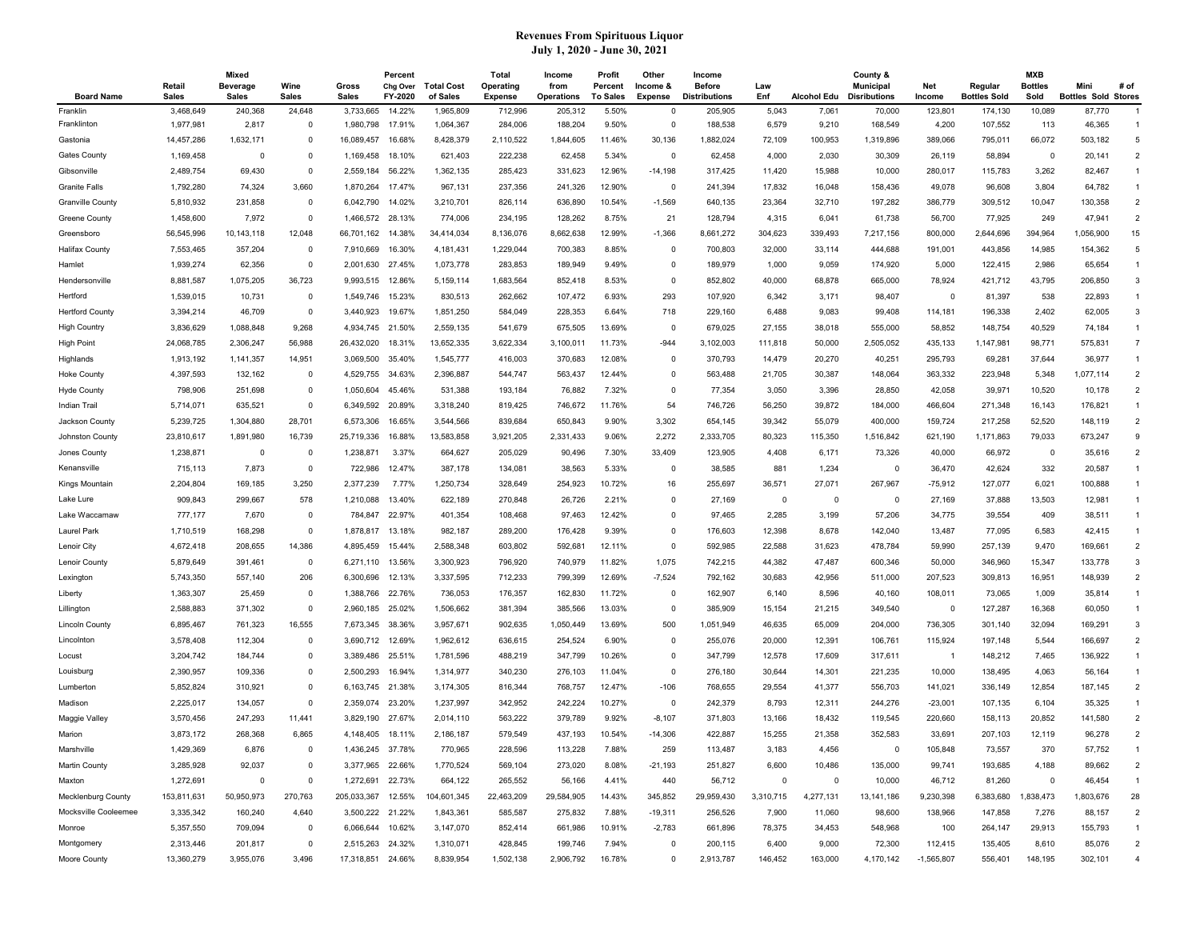# Revenues From Spirituous Liquor

July 1, 2020 - June 30, 2021

| Board Name | Retail Sales | Mixed Beverage Sales | Wine Sales | Gross Sales | Percent Chg Over FY-2020 | Total Cost of Sales | Total Operating Expense | Income from Operations | Profit Percent To Sales | Other Income & Expense | Income Before Distributions | Law Enf | Alcohol Edu | County & Municipal Disributions | Net Income | Regular Bottles Sold | MXB Bottles Sold | Mini Bottles Sold | # of Stores |
|---|---|---|---|---|---|---|---|---|---|---|---|---|---|---|---|---|---|---|---|
| Franklin | 3,468,649 | 240,368 | 24,648 | 3,733,665 | 14.22% | 1,965,809 | 712,996 | 205,312 | 5.50% | 0 | 205,905 | 5,043 | 7,061 | 70,000 | 123,801 | 174,130 | 10,089 | 87,770 | 1 |
| Franklinton | 1,977,981 | 2,817 | 0 | 1,980,798 | 17.91% | 1,064,367 | 284,006 | 188,204 | 9.50% | 0 | 188,538 | 6,579 | 9,210 | 168,549 | 4,200 | 107,552 | 113 | 46,365 | 1 |
| Gastonia | 14,457,286 | 1,632,171 | 0 | 16,089,457 | 16.68% | 8,428,379 | 2,110,522 | 1,844,605 | 11.46% | 30,136 | 1,882,024 | 72,109 | 100,953 | 1,319,896 | 389,066 | 795,011 | 66,072 | 503,182 | 5 |
| Gates County | 1,169,458 | 0 | 0 | 1,169,458 | 18.10% | 621,403 | 222,238 | 62,458 | 5.34% | 0 | 62,458 | 4,000 | 2,030 | 30,309 | 26,119 | 58,894 | 0 | 20,141 | 2 |
| Gibsonville | 2,489,754 | 69,430 | 0 | 2,559,184 | 56.22% | 1,362,135 | 285,423 | 331,623 | 12.96% | -14,198 | 317,425 | 11,420 | 15,988 | 10,000 | 280,017 | 115,783 | 3,262 | 82,467 | 1 |
| Granite Falls | 1,792,280 | 74,324 | 3,660 | 1,870,264 | 17.47% | 967,131 | 237,356 | 241,326 | 12.90% | 0 | 241,394 | 17,832 | 16,048 | 158,436 | 49,078 | 96,608 | 3,804 | 64,782 | 1 |
| Granville County | 5,810,932 | 231,858 | 0 | 6,042,790 | 14.02% | 3,210,701 | 826,114 | 636,890 | 10.54% | -1,569 | 640,135 | 23,364 | 32,710 | 197,282 | 386,779 | 309,512 | 10,047 | 130,358 | 2 |
| Greene County | 1,458,600 | 7,972 | 0 | 1,466,572 | 28.13% | 774,006 | 234,195 | 128,262 | 8.75% | 21 | 128,794 | 4,315 | 6,041 | 61,738 | 56,700 | 77,925 | 249 | 47,941 | 2 |
| Greensboro | 56,545,996 | 10,143,118 | 12,048 | 66,701,162 | 14.38% | 34,414,034 | 8,136,076 | 8,662,638 | 12.99% | -1,366 | 8,661,272 | 304,623 | 339,493 | 7,217,156 | 800,000 | 2,644,696 | 394,964 | 1,056,900 | 15 |
| Halifax County | 7,553,465 | 357,204 | 0 | 7,910,669 | 16.30% | 4,181,431 | 1,229,044 | 700,383 | 8.85% | 0 | 700,803 | 32,000 | 33,114 | 444,688 | 191,001 | 443,856 | 14,985 | 154,362 | 5 |
| Hamlet | 1,939,274 | 62,356 | 0 | 2,001,630 | 27.45% | 1,073,778 | 283,853 | 189,949 | 9.49% | 0 | 189,979 | 1,000 | 9,059 | 174,920 | 5,000 | 122,415 | 2,986 | 65,654 | 1 |
| Hendersonville | 8,881,587 | 1,075,205 | 36,723 | 9,993,515 | 12.86% | 5,159,114 | 1,683,564 | 852,418 | 8.53% | 0 | 852,802 | 40,000 | 68,878 | 665,000 | 78,924 | 421,712 | 43,795 | 206,850 | 3 |
| Hertford | 1,539,015 | 10,731 | 0 | 1,549,746 | 15.23% | 830,513 | 262,662 | 107,472 | 6.93% | 293 | 107,920 | 6,342 | 3,171 | 98,407 | 0 | 81,397 | 538 | 22,893 | 1 |
| Hertford County | 3,394,214 | 46,709 | 0 | 3,440,923 | 19.67% | 1,851,250 | 584,049 | 228,353 | 6.64% | 718 | 229,160 | 6,488 | 9,083 | 99,408 | 114,181 | 196,338 | 2,402 | 62,005 | 3 |
| High Country | 3,836,629 | 1,088,848 | 9,268 | 4,934,745 | 21.50% | 2,559,135 | 541,679 | 675,505 | 13.69% | 0 | 679,025 | 27,155 | 38,018 | 555,000 | 58,852 | 148,754 | 40,529 | 74,184 | 1 |
| High Point | 24,068,785 | 2,306,247 | 56,988 | 26,432,020 | 18.31% | 13,652,335 | 3,622,334 | 3,100,011 | 11.73% | -944 | 3,102,003 | 111,818 | 50,000 | 2,505,052 | 435,133 | 1,147,981 | 98,771 | 575,831 | 7 |
| Highlands | 1,913,192 | 1,141,357 | 14,951 | 3,069,500 | 35.40% | 1,545,777 | 416,003 | 370,683 | 12.08% | 0 | 370,793 | 14,479 | 20,270 | 40,251 | 295,793 | 69,281 | 37,644 | 36,977 | 1 |
| Hoke County | 4,397,593 | 132,162 | 0 | 4,529,755 | 34.63% | 2,396,887 | 544,747 | 563,437 | 12.44% | 0 | 563,488 | 21,705 | 30,387 | 148,064 | 363,332 | 223,948 | 5,348 | 1,077,114 | 2 |
| Hyde County | 798,906 | 251,698 | 0 | 1,050,604 | 45.46% | 531,388 | 193,184 | 76,882 | 7.32% | 0 | 77,354 | 3,050 | 3,396 | 28,850 | 42,058 | 39,971 | 10,520 | 10,178 | 2 |
| Indian Trail | 5,714,071 | 635,521 | 0 | 6,349,592 | 20.89% | 3,318,240 | 819,425 | 746,672 | 11.76% | 54 | 746,726 | 56,250 | 39,872 | 184,000 | 466,604 | 271,348 | 16,143 | 176,821 | 1 |
| Jackson County | 5,239,725 | 1,304,880 | 28,701 | 6,573,306 | 16.65% | 3,544,566 | 839,684 | 650,843 | 9.90% | 3,302 | 654,145 | 39,342 | 55,079 | 400,000 | 159,724 | 217,258 | 52,520 | 148,119 | 2 |
| Johnston County | 23,810,617 | 1,891,980 | 16,739 | 25,719,336 | 16.88% | 13,583,858 | 3,921,205 | 2,331,433 | 9.06% | 2,272 | 2,333,705 | 80,323 | 115,350 | 1,516,842 | 621,190 | 1,171,863 | 79,033 | 673,247 | 9 |
| Jones County | 1,238,871 | 0 | 0 | 1,238,871 | 3.37% | 664,627 | 205,029 | 90,496 | 7.30% | 33,409 | 123,905 | 4,408 | 6,171 | 73,326 | 40,000 | 66,972 | 0 | 35,616 | 2 |
| Kenansville | 715,113 | 7,873 | 0 | 722,986 | 12.47% | 387,178 | 134,081 | 38,563 | 5.33% | 0 | 38,585 | 881 | 1,234 | 0 | 36,470 | 42,624 | 332 | 20,587 | 1 |
| Kings Mountain | 2,204,804 | 169,185 | 3,250 | 2,377,239 | 7.77% | 1,250,734 | 328,649 | 254,923 | 10.72% | 16 | 255,697 | 36,571 | 27,071 | 267,967 | -75,912 | 127,077 | 6,021 | 100,888 | 1 |
| Lake Lure | 909,843 | 299,667 | 578 | 1,210,088 | 13.40% | 622,189 | 270,848 | 26,726 | 2.21% | 0 | 27,169 | 0 | 0 | 0 | 27,169 | 37,888 | 13,503 | 12,981 | 1 |
| Lake Waccamaw | 777,177 | 7,670 | 0 | 784,847 | 22.97% | 401,354 | 108,468 | 97,463 | 12.42% | 0 | 97,465 | 2,285 | 3,199 | 57,206 | 34,775 | 39,554 | 409 | 38,511 | 1 |
| Laurel Park | 1,710,519 | 168,298 | 0 | 1,878,817 | 13.18% | 982,187 | 289,200 | 176,428 | 9.39% | 0 | 176,603 | 12,398 | 8,678 | 142,040 | 13,487 | 77,095 | 6,583 | 42,415 | 1 |
| Lenoir City | 4,672,418 | 208,655 | 14,386 | 4,895,459 | 15.44% | 2,588,348 | 603,802 | 592,681 | 12.11% | 0 | 592,985 | 22,588 | 31,623 | 478,784 | 59,990 | 257,139 | 9,470 | 169,661 | 2 |
| Lenoir County | 5,879,649 | 391,461 | 0 | 6,271,110 | 13.56% | 3,300,923 | 796,920 | 740,979 | 11.82% | 1,075 | 742,215 | 44,382 | 47,487 | 600,346 | 50,000 | 346,960 | 15,347 | 133,778 | 3 |
| Lexington | 5,743,350 | 557,140 | 206 | 6,300,696 | 12.13% | 3,337,595 | 712,233 | 799,399 | 12.69% | -7,524 | 792,162 | 30,683 | 42,956 | 511,000 | 207,523 | 309,813 | 16,951 | 148,939 | 2 |
| Liberty | 1,363,307 | 25,459 | 0 | 1,388,766 | 22.76% | 736,053 | 176,357 | 162,830 | 11.72% | 0 | 162,907 | 6,140 | 8,596 | 40,160 | 108,011 | 73,065 | 1,009 | 35,814 | 1 |
| Lillington | 2,588,883 | 371,302 | 0 | 2,960,185 | 25.02% | 1,506,662 | 381,394 | 385,566 | 13.03% | 0 | 385,909 | 15,154 | 21,215 | 349,540 | 0 | 127,287 | 16,368 | 60,050 | 1 |
| Lincoln County | 6,895,467 | 761,323 | 16,555 | 7,673,345 | 38.36% | 3,957,671 | 902,635 | 1,050,489 | 13.69% | 500 | 1,051,949 | 46,635 | 65,009 | 204,000 | 736,305 | 301,140 | 32,094 | 169,291 | 3 |
| Lincolnton | 3,578,408 | 112,304 | 0 | 3,690,712 | 12.69% | 1,962,612 | 636,615 | 254,524 | 6.90% | 0 | 255,076 | 20,000 | 12,391 | 106,761 | 115,924 | 197,148 | 5,544 | 166,697 | 2 |
| Locust | 3,204,742 | 184,744 | 0 | 3,389,486 | 25.51% | 1,781,596 | 488,219 | 347,799 | 10.26% | 0 | 347,799 | 12,578 | 17,609 | 317,611 | 1 | 148,212 | 7,465 | 136,922 | 1 |
| Louisburg | 2,390,957 | 109,336 | 0 | 2,500,293 | 16.94% | 1,314,977 | 340,230 | 276,103 | 11.04% | 0 | 276,180 | 30,644 | 14,301 | 221,235 | 10,000 | 138,495 | 4,063 | 56,164 | 1 |
| Lumberton | 5,852,824 | 310,921 | 0 | 6,163,745 | 21.38% | 3,174,305 | 816,344 | 768,757 | 12.47% | -106 | 768,655 | 29,554 | 41,377 | 556,703 | 141,021 | 336,149 | 12,854 | 187,145 | 2 |
| Madison | 2,225,017 | 134,057 | 0 | 2,359,074 | 23.20% | 1,237,997 | 342,952 | 242,224 | 10.27% | 0 | 242,379 | 8,793 | 12,311 | 244,276 | -23,001 | 107,135 | 6,104 | 35,325 | 1 |
| Maggie Valley | 3,570,456 | 247,293 | 11,441 | 3,829,190 | 27.67% | 2,014,110 | 563,222 | 379,789 | 9.92% | -8,107 | 371,803 | 13,166 | 18,432 | 119,545 | 220,660 | 158,113 | 20,852 | 141,580 | 2 |
| Marion | 3,873,172 | 268,368 | 6,865 | 4,148,405 | 18.11% | 2,186,187 | 579,549 | 437,193 | 10.54% | -14,306 | 422,887 | 15,255 | 21,358 | 352,583 | 33,691 | 207,103 | 12,119 | 96,278 | 2 |
| Marshville | 1,429,369 | 6,876 | 0 | 1,436,245 | 37.78% | 770,965 | 228,596 | 113,228 | 7.88% | 259 | 113,487 | 3,183 | 4,456 | 0 | 105,848 | 73,557 | 370 | 57,752 | 1 |
| Martin County | 3,285,928 | 92,037 | 0 | 3,377,965 | 22.66% | 1,770,524 | 569,104 | 273,020 | 8.08% | -21,193 | 251,827 | 6,600 | 10,486 | 135,000 | 99,741 | 193,685 | 4,188 | 89,662 | 2 |
| Maxton | 1,272,691 | 0 | 0 | 1,272,691 | 22.73% | 664,122 | 265,552 | 56,166 | 4.41% | 440 | 56,712 | 0 | 0 | 10,000 | 46,712 | 81,260 | 0 | 46,454 | 1 |
| Mecklenburg County | 153,811,631 | 50,950,973 | 270,763 | 205,033,367 | 12.55% | 104,601,345 | 22,463,209 | 29,584,905 | 14.43% | 345,852 | 29,959,430 | 3,310,715 | 4,277,131 | 13,141,186 | 9,230,398 | 6,383,680 | 1,838,473 | 1,803,676 | 28 |
| Mocksville Cooleemee | 3,335,342 | 160,240 | 4,640 | 3,500,222 | 21.22% | 1,843,361 | 585,587 | 275,832 | 7.88% | -19,311 | 256,526 | 7,900 | 11,060 | 98,600 | 138,966 | 147,858 | 7,276 | 88,157 | 2 |
| Monroe | 5,357,550 | 709,094 | 0 | 6,066,644 | 10.62% | 3,147,070 | 852,414 | 661,986 | 10.91% | -2,783 | 661,896 | 78,375 | 34,453 | 548,968 | 100 | 264,147 | 29,913 | 155,793 | 1 |
| Montgomery | 2,313,446 | 201,817 | 0 | 2,515,263 | 24.32% | 1,310,071 | 428,845 | 199,746 | 7.94% | 0 | 200,115 | 6,400 | 9,000 | 72,300 | 112,415 | 135,405 | 8,610 | 85,076 | 2 |
| Moore County | 13,360,279 | 3,955,076 | 3,496 | 17,318,851 | 24.66% | 8,839,954 | 1,502,138 | 2,906,792 | 16.78% | 0 | 2,913,787 | 146,452 | 163,000 | 4,170,142 | -1,565,807 | 556,401 | 148,195 | 302,101 | 4 |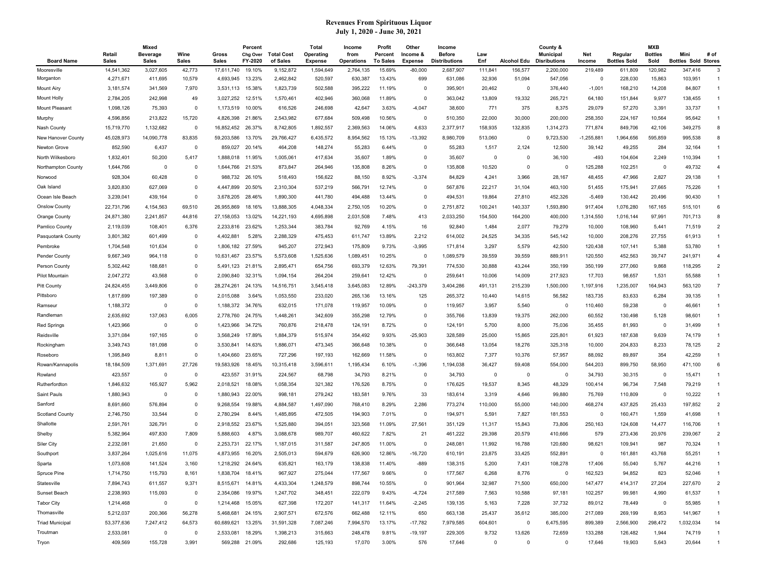# Revenues From Spirituous Liquor

## July 1, 2020 - June 30, 2021

| Board Name | Retail Sales | Mixed Beverage Sales | Wine Sales | Gross Sales | Percent Chg Over FY-2020 | Total Cost of Sales | Total Operating Expense | Income from Operations | Profit Percent To Sales | Other Income & Expense | Income Before Distributions | Law Enf | Alcohol Edu | County & Municipal Disributions | Net Income | Regular Bottles Sold | MXB Bottles Sold | Mini Bottles Sold | # of Stores |
|---|---|---|---|---|---|---|---|---|---|---|---|---|---|---|---|---|---|---|---|
| Mooresville | 14,541,362 | 3,027,605 | 42,773 | 17,611,740 | 19.10% | 9,152,872 | 1,594,649 | 2,764,135 | 15.69% | -80,000 | 2,687,907 | 111,841 | 156,577 | 2,200,000 | 219,489 | 611,809 | 120,982 | 347,416 | 3 |
| Morganton | 4,271,671 | 411,695 | 10,579 | 4,693,945 | 13.23% | 2,462,842 | 520,597 | 630,387 | 13.43% | 699 | 631,086 | 32,936 | 51,094 | 547,056 | 0 | 228,030 | 15,863 | 103,951 | 1 |
| Mount Airy | 3,181,574 | 341,569 | 7,970 | 3,531,113 | 15.38% | 1,823,739 | 502,588 | 395,222 | 11.19% | 0 | 395,901 | 20,462 | 0 | 376,440 | -1,001 | 168,210 | 14,208 | 84,807 | 1 |
| Mount Holly | 2,784,205 | 242,998 | 49 | 3,027,252 | 12.51% | 1,570,461 | 402,946 | 360,068 | 11.89% | 0 | 363,042 | 13,809 | 19,332 | 265,721 | 64,180 | 151,844 | 9,977 | 138,455 | 1 |
| Mount Pleasant | 1,098,126 | 75,393 | 0 | 1,173,519 | 10.00% | 616,526 | 246,698 | 42,647 | 3.63% | -4,047 | 38,600 | 771 | 375 | 8,375 | 29,079 | 57,270 | 3,391 | 33,737 | 1 |
| Murphy | 4,596,856 | 213,822 | 15,720 | 4,826,398 | 21.86% | 2,543,982 | 677,684 | 509,498 | 10.56% | 0 | 510,350 | 22,000 | 30,000 | 200,000 | 258,350 | 224,167 | 10,564 | 95,642 | 1 |
| Nash County | 15,719,770 | 1,132,682 | 0 | 16,852,452 | 26.37% | 8,742,805 | 1,892,557 | 2,369,563 | 14.06% | 4,633 | 2,377,917 | 158,935 | 132,835 | 1,314,273 | 771,874 | 849,706 | 42,106 | 349,275 | 8 |
| New Hanover County | 45,028,973 | 14,090,778 | 83,835 | 59,203,586 | 13.70% | 29,766,427 | 6,435,572 | 8,954,562 | 15.13% | -13,392 | 8,980,709 | 513,060 | 0 | 9,723,530 | -1,255,881 | 1,964,656 | 595,859 | 995,538 | 8 |
| Newton Grove | 852,590 | 6,437 | 0 | 859,027 | 20.14% | 464,208 | 148,274 | 55,283 | 6.44% | 0 | 55,283 | 1,517 | 2,124 | 12,500 | 39,142 | 49,255 | 284 | 32,164 | 1 |
| North Wilkesboro | 1,832,401 | 50,200 | 5,417 | 1,888,018 | 11.95% | 1,005,061 | 417,634 | 35,607 | 1.89% | 0 | 35,607 | 0 | 0 | 36,100 | -493 | 104,604 | 2,249 | 110,394 | 1 |
| Northampton County | 1,644,766 | 0 | 0 | 1,644,766 | 21.53% | 873,847 | 264,946 | 135,808 | 8.26% | 0 | 135,808 | 10,520 | 0 | 0 | 125,288 | 102,251 | 0 | 49,732 | 4 |
| Norwood | 928,304 | 60,428 | 0 | 988,732 | 26.10% | 518,493 | 156,622 | 88,150 | 8.92% | -3,374 | 84,829 | 4,241 | 3,966 | 28,167 | 48,455 | 47,966 | 2,827 | 29,138 | 1 |
| Oak Island | 3,820,830 | 627,069 | 0 | 4,447,899 | 20.50% | 2,310,304 | 537,219 | 566,791 | 12.74% | 0 | 567,876 | 22,217 | 31,104 | 463,100 | 51,455 | 175,941 | 27,665 | 75,226 | 1 |
| Ocean Isle Beach | 3,239,041 | 439,164 | 0 | 3,678,205 | 28.46% | 1,890,300 | 441,780 | 494,488 | 13.44% | 0 | 494,531 | 19,864 | 27,810 | 452,326 | -5,469 | 130,442 | 20,496 | 90,430 | 1 |
| Onslow County | 22,731,796 | 4,154,563 | 69,510 | 26,955,869 | 18.16% | 13,888,305 | 4,048,334 | 2,750,105 | 10.20% | 0 | 2,751,872 | 100,241 | 140,337 | 1,593,890 | 917,404 | 1,076,280 | 167,165 | 515,101 | 6 |
| Orange County | 24,871,380 | 2,241,857 | 44,816 | 27,158,053 | 13.02% | 14,221,193 | 4,695,898 | 2,031,508 | 7.48% | 413 | 2,033,250 | 154,500 | 164,200 | 400,000 | 1,314,550 | 1,016,144 | 97,991 | 701,713 | 8 |
| Pamlico County | 2,119,039 | 108,401 | 6,376 | 2,233,816 | 23.62% | 1,253,344 | 383,784 | 92,769 | 4.15% | 16 | 92,840 | 1,484 | 2,077 | 79,279 | 10,000 | 108,960 | 5,441 | 71,519 | 2 |
| Pasquotank County | 3,801,382 | 601,499 | 0 | 4,402,881 | 5.28% | 2,288,329 | 475,453 | 611,747 | 13.89% | 2,212 | 614,002 | 24,525 | 34,335 | 545,142 | 10,000 | 208,276 | 27,755 | 61,913 | 1 |
| Pembroke | 1,704,548 | 101,634 | 0 | 1,806,182 | 27.59% | 945,207 | 272,943 | 175,809 | 9.73% | -3,995 | 171,814 | 3,297 | 5,579 | 42,500 | 120,438 | 107,141 | 5,388 | 53,780 | 1 |
| Pender County | 9,667,349 | 964,118 | 0 | 10,631,467 | 23.57% | 5,573,608 | 1,525,636 | 1,089,451 | 10.25% | 0 | 1,089,579 | 39,559 | 39,559 | 889,911 | 120,550 | 452,563 | 39,747 | 241,971 | 4 |
| Person County | 5,302,442 | 188,681 | 0 | 5,491,123 | 21.81% | 2,895,471 | 654,756 | 693,379 | 12.63% | 79,391 | 774,530 | 30,888 | 43,244 | 350,199 | 350,199 | 277,060 | 9,868 | 118,295 | 2 |
| Pilot Mountain | 2,047,272 | 43,568 | 0 | 2,090,840 | 32.31% | 1,094,154 | 264,204 | 259,641 | 12.42% | 0 | 259,641 | 10,006 | 14,009 | 217,923 | 17,703 | 98,657 | 1,531 | 55,588 | 1 |
| Pitt County | 24,824,455 | 3,449,806 | 0 | 28,274,261 | 24.13% | 14,516,751 | 3,545,418 | 3,645,083 | 12.89% | -243,379 | 3,404,286 | 491,131 | 215,239 | 1,500,000 | 1,197,916 | 1,235,007 | 164,943 | 563,120 | 7 |
| Pittsboro | 1,817,699 | 197,389 | 0 | 2,015,088 | 3.64% | 1,053,550 | 233,020 | 265,136 | 13.16% | 125 | 265,372 | 10,440 | 14,615 | 56,582 | 183,735 | 83,633 | 6,284 | 39,135 | 1 |
| Ramseur | 1,188,372 | 0 | 0 | 1,188,372 | 34.76% | 632,015 | 171,078 | 119,957 | 10.09% | 0 | 119,957 | 3,957 | 5,540 | 0 | 110,460 | 59,238 | 0 | 46,661 | 1 |
| Randleman | 2,635,692 | 137,063 | 6,005 | 2,778,760 | 24.75% | 1,448,261 | 342,609 | 355,298 | 12.79% | 0 | 355,766 | 13,839 | 19,375 | 262,000 | 60,552 | 130,498 | 5,128 | 98,601 | 1 |
| Red Springs | 1,423,966 | 0 | 0 | 1,423,966 | 34.72% | 760,876 | 218,478 | 124,191 | 8.72% | 0 | 124,191 | 5,700 | 8,000 | 75,036 | 35,455 | 81,993 | 0 | 31,499 | 1 |
| Reidsville | 3,371,084 | 197,165 | 0 | 3,568,249 | 17.89% | 1,884,379 | 515,974 | 354,492 | 9.93% | -25,903 | 328,589 | 25,000 | 15,865 | 225,801 | 61,923 | 187,638 | 9,639 | 74,179 | 1 |
| Rockingham | 3,349,743 | 181,098 | 0 | 3,530,841 | 14.63% | 1,886,071 | 473,345 | 366,648 | 10.38% | 0 | 366,648 | 13,054 | 18,276 | 325,318 | 10,000 | 204,833 | 8,233 | 78,125 | 2 |
| Roseboro | 1,395,849 | 8,811 | 0 | 1,404,660 | 23.65% | 727,296 | 197,193 | 162,669 | 11.58% | 0 | 163,802 | 7,377 | 10,376 | 57,957 | 88,092 | 89,897 | 354 | 42,259 | 1 |
| Rowan/Kannapolis | 18,184,509 | 1,371,691 | 27,726 | 19,583,926 | 18.45% | 10,315,418 | 3,596,611 | 1,195,434 | 6.10% | -1,396 | 1,194,038 | 36,427 | 59,408 | 554,000 | 544,203 | 899,750 | 58,950 | 471,100 | 6 |
| Rowland | 423,557 | 0 | 0 | 423,557 | 31.91% | 224,567 | 68,798 | 34,793 | 8.21% | 0 | 34,793 | 0 | 0 | 0 | 34,793 | 30,315 | 0 | 15,471 | 1 |
| Rutherfordton | 1,846,632 | 165,927 | 5,962 | 2,018,521 | 18.08% | 1,058,354 | 321,382 | 176,526 | 8.75% | 0 | 176,625 | 19,537 | 8,345 | 48,329 | 100,414 | 96,734 | 7,548 | 79,219 | 1 |
| Saint Pauls | 1,880,943 | 0 | 0 | 1,880,943 | 22.00% | 998,181 | 279,242 | 183,581 | 9.76% | 33 | 183,614 | 3,319 | 4,646 | 99,880 | 75,769 | 110,809 | 0 | 10,222 | 1 |
| Sanford | 8,691,660 | 576,894 | 0 | 9,268,554 | 19.88% | 4,884,587 | 1,497,090 | 768,410 | 8.29% | 2,286 | 773,274 | 110,000 | 55,000 | 140,000 | 468,274 | 437,825 | 25,433 | 197,852 | 2 |
| Scotland County | 2,746,750 | 33,544 | 0 | 2,780,294 | 8.44% | 1,485,895 | 472,505 | 194,903 | 7.01% | 0 | 194,971 | 5,591 | 7,827 | 181,553 | 0 | 160,471 | 1,559 | 41,698 | 1 |
| Shallotte | 2,591,761 | 326,791 | 0 | 2,918,552 | 23.67% | 1,525,880 | 394,051 | 323,568 | 11.09% | 27,561 | 351,129 | 11,317 | 15,843 | 73,806 | 250,163 | 124,608 | 14,477 | 116,706 | 1 |
| Shelby | 5,382,964 | 497,830 | 7,809 | 5,888,603 | 4.87% | 3,088,678 | 989,707 | 460,622 | 7.82% | 21 | 461,222 | 29,398 | 20,579 | 410,666 | 579 | 273,436 | 20,976 | 239,067 | 2 |
| Siler City | 2,232,081 | 21,650 | 0 | 2,253,731 | 22.17% | 1,187,015 | 311,587 | 247,805 | 11.00% | 0 | 248,081 | 11,992 | 16,788 | 120,680 | 98,621 | 109,941 | 987 | 70,324 | 1 |
| Southport | 3,837,264 | 1,025,616 | 11,075 | 4,873,955 | 16.20% | 2,505,013 | 594,679 | 626,900 | 12.86% | -16,720 | 610,191 | 23,875 | 33,425 | 552,891 | 0 | 161,881 | 43,768 | 55,251 | 1 |
| Sparta | 1,073,608 | 141,524 | 3,160 | 1,218,292 | 24.64% | 635,821 | 163,179 | 138,838 | 11.40% | -889 | 138,315 | 5,200 | 7,431 | 108,278 | 17,406 | 55,040 | 5,767 | 44,216 | 1 |
| Spruce Pine | 1,714,750 | 115,793 | 8,161 | 1,838,704 | 18.41% | 967,927 | 275,044 | 177,567 | 9.66% | 0 | 177,567 | 6,268 | 8,776 | 0 | 162,523 | 94,852 | 823 | 52,046 | 1 |
| Statesville | 7,894,743 | 611,557 | 9,371 | 8,515,671 | 14.81% | 4,433,304 | 1,248,579 | 898,744 | 10.55% | 0 | 901,964 | 32,987 | 71,500 | 650,000 | 147,477 | 414,317 | 27,204 | 227,670 | 2 |
| Sunset Beach | 2,238,993 | 115,093 | 0 | 2,354,086 | 19.97% | 1,247,702 | 348,451 | 222,079 | 9.43% | -4,724 | 217,589 | 7,563 | 10,588 | 97,181 | 102,257 | 99,981 | 4,990 | 61,537 | 1 |
| Tabor City | 1,214,468 | 0 | 0 | 1,214,468 | 15.05% | 627,398 | 172,207 | 141,317 | 11.64% | -2,245 | 139,135 | 5,163 | 7,228 | 37,732 | 89,012 | 78,449 | 0 | 55,985 | 1 |
| Thomasville | 5,212,037 | 200,366 | 56,278 | 5,468,681 | 24.15% | 2,907,571 | 672,576 | 662,488 | 12.11% | 650 | 663,138 | 25,437 | 35,612 | 385,000 | 217,089 | 269,199 | 8,953 | 141,967 | 1 |
| Triad Municipal | 53,377,636 | 7,247,412 | 64,573 | 60,689,621 | 13.25% | 31,591,328 | 7,087,246 | 7,994,570 | 13.17% | -17,782 | 7,979,585 | 604,601 | 0 | 6,475,595 | 899,389 | 2,566,900 | 298,472 | 1,032,034 | 14 |
| Troutman | 2,533,081 | 0 | 0 | 2,533,081 | 18.29% | 1,398,213 | 315,663 | 248,478 | 9.81% | -19,197 | 229,305 | 9,732 | 13,626 | 72,659 | 133,288 | 126,482 | 1,944 | 74,719 | 1 |
| Tryon | 409,569 | 155,728 | 3,991 | 569,288 | 21.09% | 292,686 | 125,193 | 17,070 | 3.00% | 576 | 17,646 | 0 | 0 | 0 | 17,646 | 19,903 | 5,643 | 20,644 | 1 |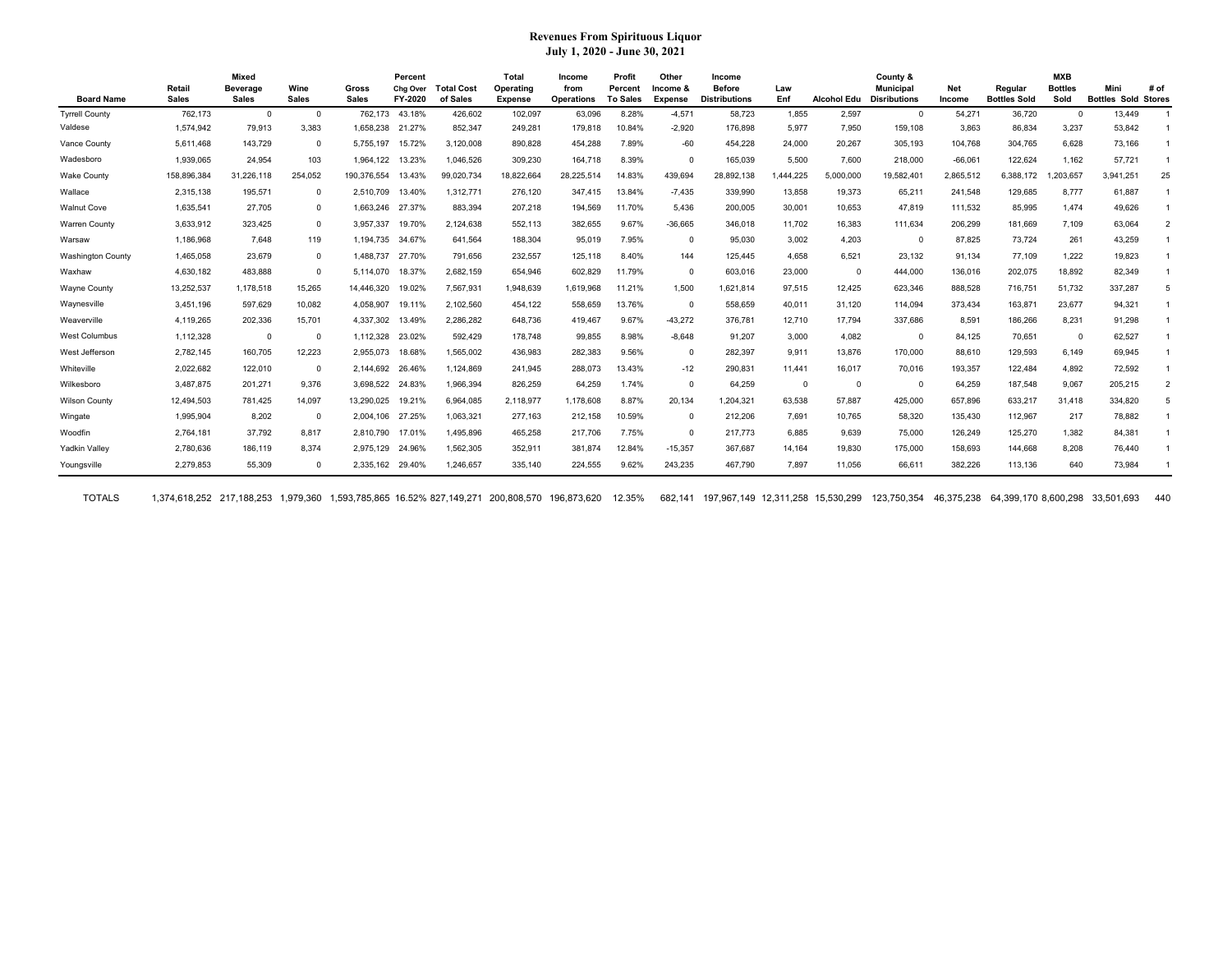# Revenues From Spirituous Liquor

**July 1, 2020 - June 30, 2021**

| Board Name | Retail Sales | Mixed Beverage Sales | Wine Sales | Gross Sales | Percent Chg Over FY-2020 | Total Cost of Sales | Total Operating Expense | Income from Operations | Profit Percent To Sales | Other Income & Expense | Income Before Distributions | Law Enf | Alcohol Edu | County & Municipal Disributions | Net Income | Regular Bottles Sold | MXB Bottles Sold | Mini Bottles Sold | # of Stores |
|---|---|---|---|---|---|---|---|---|---|---|---|---|---|---|---|---|---|---|---|
| Tyrrell County | 762,173 | 0 | 0 | 762,173 | 43.18% | 426,602 | 102,097 | 63,096 | 8.28% | -4,571 | 58,723 | 1,855 | 2,597 | 0 | 54,271 | 36,720 | 0 | 13,449 | 1 |
| Valdese | 1,574,942 | 79,913 | 3,383 | 1,658,238 | 21.27% | 852,347 | 249,281 | 179,818 | 10.84% | -2,920 | 176,898 | 5,977 | 7,950 | 159,108 | 3,863 | 86,834 | 3,237 | 53,842 | 1 |
| Vance County | 5,611,468 | 143,729 | 0 | 5,755,197 | 15.72% | 3,120,008 | 890,828 | 454,288 | 7.89% | -60 | 454,228 | 24,000 | 20,267 | 305,193 | 104,768 | 304,765 | 6,628 | 73,166 | 1 |
| Wadesboro | 1,939,065 | 24,954 | 103 | 1,964,122 | 13.23% | 1,046,526 | 309,230 | 164,718 | 8.39% | 0 | 165,039 | 5,500 | 7,600 | 218,000 | -66,061 | 122,624 | 1,162 | 57,721 | 1 |
| Wake County | 158,896,384 | 31,226,118 | 254,052 | 190,376,554 | 13.43% | 99,020,734 | 18,822,664 | 28,225,514 | 14.83% | 439,694 | 28,892,138 | 1,444,225 | 5,000,000 | 19,582,401 | 2,865,512 | 6,388,172 | 1,203,657 | 3,941,251 | 25 |
| Wallace | 2,315,138 | 195,571 | 0 | 2,510,709 | 13.40% | 1,312,771 | 276,120 | 347,415 | 13.84% | -7,435 | 339,990 | 13,858 | 19,373 | 65,211 | 241,548 | 129,685 | 8,777 | 61,887 | 1 |
| Walnut Cove | 1,635,541 | 27,705 | 0 | 1,663,246 | 27.37% | 883,394 | 207,218 | 194,569 | 11.70% | 5,436 | 200,005 | 30,001 | 10,653 | 47,819 | 111,532 | 85,995 | 1,474 | 49,626 | 1 |
| Warren County | 3,633,912 | 323,425 | 0 | 3,957,337 | 19.70% | 2,124,638 | 552,113 | 382,655 | 9.67% | -36,665 | 346,018 | 11,702 | 16,383 | 111,634 | 206,299 | 181,669 | 7,109 | 63,064 | 2 |
| Warsaw | 1,186,968 | 7,648 | 119 | 1,194,735 | 34.67% | 641,564 | 188,304 | 95,019 | 7.95% | 0 | 95,030 | 3,002 | 4,203 | 0 | 87,825 | 73,724 | 261 | 43,259 | 1 |
| Washington County | 1,465,058 | 23,679 | 0 | 1,488,737 | 27.70% | 791,656 | 232,557 | 125,118 | 8.40% | 144 | 125,445 | 4,658 | 6,521 | 23,132 | 91,134 | 77,109 | 1,222 | 19,823 | 1 |
| Waxhaw | 4,630,182 | 483,888 | 0 | 5,114,070 | 18.37% | 2,682,159 | 654,946 | 602,829 | 11.79% | 0 | 603,016 | 23,000 | 0 | 444,000 | 136,016 | 202,075 | 18,892 | 82,349 | 1 |
| Wayne County | 13,252,537 | 1,178,518 | 15,265 | 14,446,320 | 19.02% | 7,567,931 | 1,948,639 | 1,619,968 | 11.21% | 1,500 | 1,621,814 | 97,515 | 12,425 | 623,346 | 888,528 | 716,751 | 51,732 | 337,287 | 5 |
| Waynesville | 3,451,196 | 597,629 | 10,082 | 4,058,907 | 19.11% | 2,102,560 | 454,122 | 558,659 | 13.76% | 0 | 558,659 | 40,011 | 31,120 | 114,094 | 373,434 | 163,871 | 23,677 | 94,321 | 1 |
| Weaverville | 4,119,265 | 202,336 | 15,701 | 4,337,302 | 13.49% | 2,286,282 | 648,736 | 419,467 | 9.67% | -43,272 | 376,781 | 12,710 | 17,794 | 337,686 | 8,591 | 186,266 | 8,231 | 91,298 | 1 |
| West Columbus | 1,112,328 | 0 | 0 | 1,112,328 | 23.02% | 592,429 | 178,748 | 99,855 | 8.98% | -8,648 | 91,207 | 3,000 | 4,082 | 0 | 84,125 | 70,651 | 0 | 62,527 | 1 |
| West Jefferson | 2,782,145 | 160,705 | 12,223 | 2,955,073 | 18.68% | 1,565,002 | 436,983 | 282,383 | 9.56% | 0 | 282,397 | 9,911 | 13,876 | 170,000 | 88,610 | 129,593 | 6,149 | 69,945 | 1 |
| Whiteville | 2,022,682 | 122,010 | 0 | 2,144,692 | 26.46% | 1,124,869 | 241,945 | 288,073 | 13.43% | -12 | 290,831 | 11,441 | 16,017 | 70,016 | 193,357 | 122,484 | 4,892 | 72,592 | 1 |
| Wilkesboro | 3,487,875 | 201,271 | 9,376 | 3,698,522 | 24.83% | 1,966,394 | 826,259 | 64,259 | 1.74% | 0 | 64,259 | 0 | 0 | 0 | 64,259 | 187,548 | 9,067 | 205,215 | 2 |
| Wilson County | 12,494,503 | 781,425 | 14,097 | 13,290,025 | 19.21% | 6,964,085 | 2,118,977 | 1,178,608 | 8.87% | 20,134 | 1,204,321 | 63,538 | 57,887 | 425,000 | 657,896 | 633,217 | 31,418 | 334,820 | 5 |
| Wingate | 1,995,904 | 8,202 | 0 | 2,004,106 | 27.25% | 1,063,321 | 277,163 | 212,158 | 10.59% | 0 | 212,206 | 7,691 | 10,765 | 58,320 | 135,430 | 112,967 | 217 | 78,882 | 1 |
| Woodfin | 2,764,181 | 37,792 | 8,817 | 2,810,790 | 17.01% | 1,495,896 | 465,258 | 217,706 | 7.75% | 0 | 217,773 | 6,885 | 9,639 | 75,000 | 126,249 | 125,270 | 1,382 | 84,381 | 1 |
| Yadkin Valley | 2,780,636 | 186,119 | 8,374 | 2,975,129 | 24.96% | 1,562,305 | 352,911 | 381,874 | 12.84% | -15,357 | 367,687 | 14,164 | 19,830 | 175,000 | 158,693 | 144,668 | 8,208 | 76,440 | 1 |
| Youngsville | 2,279,853 | 55,309 | 0 | 2,335,162 | 29.40% | 1,246,657 | 335,140 | 224,555 | 9.62% | 243,235 | 467,790 | 7,897 | 11,056 | 66,611 | 382,226 | 113,136 | 640 | 73,984 | 1 |
| TOTALS | 1,374,618,252 | 217,188,253 | 1,979,360 | 1,593,785,865 | 16.52% | 827,149,271 | 200,808,570 | 196,873,620 | 12.35% | 682,141 | 197,967,149 | 12,311,258 | 15,530,299 | 123,750,354 | 46,375,238 | 64,399,170 | 8,600,298 | 33,501,693 | 440 |